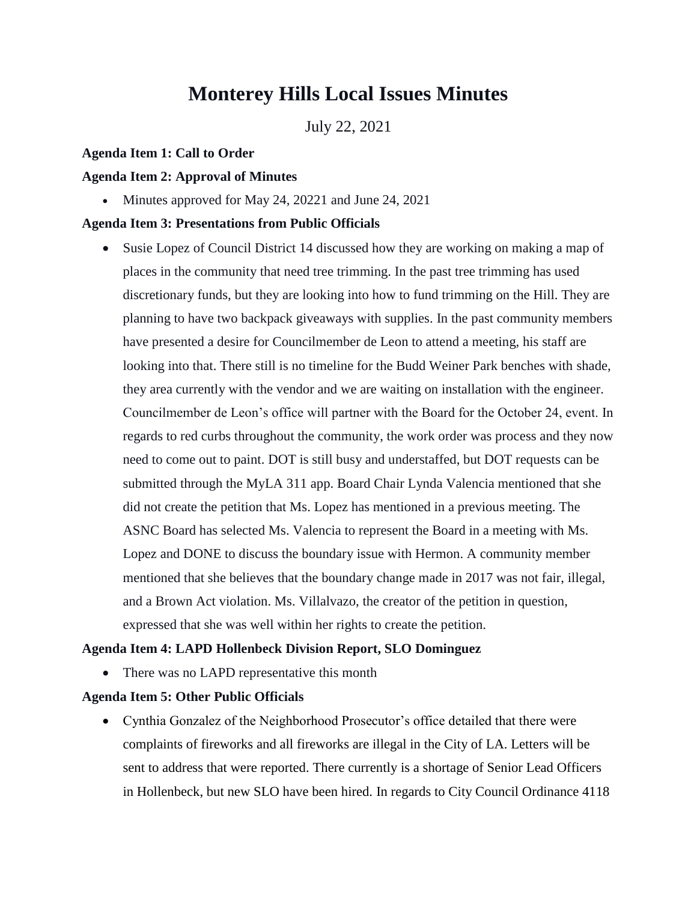# Monterey Hills Local Issues Minutes

July 22, 2021

**Agenda Item 1: Call to Order**

**Agenda Item 2: Approval of Minutes**

- Minutes approved for May 24, 20221 and June 24, 2021

**Agenda Item 3: Presentations from Public Officials**

- Susie Lopez of Council District 14 discussed how they are working on making a map of places in the community that need tree trimming. In the past tree trimming has used discretionary funds, but they are looking into how to fund trimming on the Hill. They are planning to have two backpack giveaways with supplies. In the past community members have presented a desire for Councilmember de Leon to attend a meeting, his staff are looking into that. There still is no timeline for the Budd Weiner Park benches with shade, they area currently with the vendor and we are waiting on installation with the engineer. Councilmember de Leon's office will partner with the Board for the October 24, event. In regards to red curbs throughout the community, the work order was process and they now need to come out to paint. DOT is still busy and understaffed, but DOT requests can be submitted through the MyLA 311 app. Board Chair Lynda Valencia mentioned that she did not create the petition that Ms. Lopez has mentioned in a previous meeting. The ASNC Board has selected Ms. Valencia to represent the Board in a meeting with Ms. Lopez and DONE to discuss the boundary issue with Hermon. A community member mentioned that she believes that the boundary change made in 2017 was not fair, illegal, and a Brown Act violation. Ms. Villalvazo, the creator of the petition in question, expressed that she was well within her rights to create the petition.

**Agenda Item 4: LAPD Hollenbeck Division Report, SLO Dominguez**

- There was no LAPD representative this month

**Agenda Item 5: Other Public Officials**

- Cynthia Gonzalez of the Neighborhood Prosecutor's office detailed that there were complaints of fireworks and all fireworks are illegal in the City of LA. Letters will be sent to address that were reported. There currently is a shortage of Senior Lead Officers in Hollenbeck, but new SLO have been hired. In regards to City Council Ordinance 4118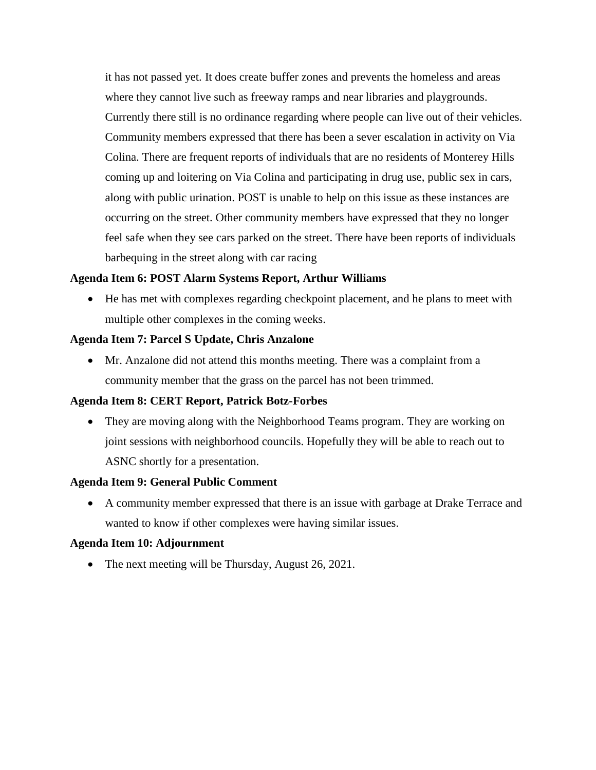it has not passed yet. It does create buffer zones and prevents the homeless and areas where they cannot live such as freeway ramps and near libraries and playgrounds. Currently there still is no ordinance regarding where people can live out of their vehicles. Community members expressed that there has been a sever escalation in activity on Via Colina. There are frequent reports of individuals that are no residents of Monterey Hills coming up and loitering on Via Colina and participating in drug use, public sex in cars, along with public urination. POST is unable to help on this issue as these instances are occurring on the street. Other community members have expressed that they no longer feel safe when they see cars parked on the street. There have been reports of individuals barbequing in the street along with car racing

**Agenda Item 6: POST Alarm Systems Report, Arthur Williams**

- He has met with complexes regarding checkpoint placement, and he plans to meet with multiple other complexes in the coming weeks.

**Agenda Item 7: Parcel S Update, Chris Anzalone**

- Mr. Anzalone did not attend this months meeting. There was a complaint from a community member that the grass on the parcel has not been trimmed.

**Agenda Item 8: CERT Report, Patrick Botz-Forbes**

- They are moving along with the Neighborhood Teams program. They are working on joint sessions with neighborhood councils. Hopefully they will be able to reach out to ASNC shortly for a presentation.

**Agenda Item 9: General Public Comment**

- A community member expressed that there is an issue with garbage at Drake Terrace and wanted to know if other complexes were having similar issues.

**Agenda Item 10: Adjournment**

- The next meeting will be Thursday, August 26, 2021.